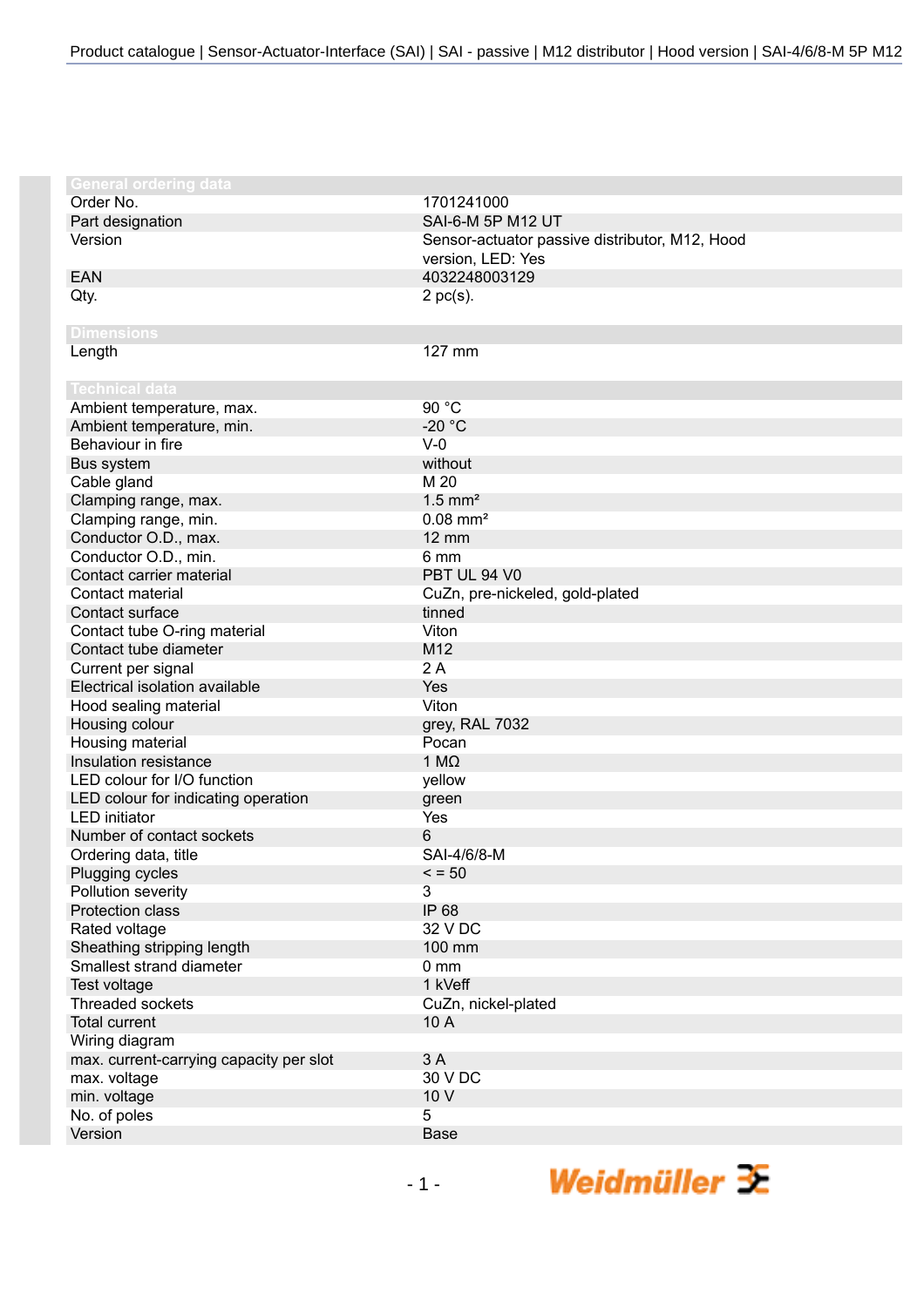## General ordering data

| | |
|---|---|
| Order No. | 1701241000 |
| Part designation | SAI-6-M 5P M12 UT |
| Version | Sensor-actuator passive distributor, M12, Hood version, LED: Yes |
| EAN | 4032248003129 |
| Qty. | 2 pc(s). |

## Dimensions

| | |
|---|---|
| Length | 127 mm |

## Technical data

| | |
|---|---|
| Ambient temperature, max. | 90 °C |
| Ambient temperature, min. | -20 °C |
| Behaviour in fire | V-0 |
| Bus system | without |
| Cable gland | M 20 |
| Clamping range, max. | 1.5 mm² |
| Clamping range, min. | 0.08 mm² |
| Conductor O.D., max. | 12 mm |
| Conductor O.D., min. | 6 mm |
| Contact carrier material | PBT UL 94 V0 |
| Contact material | CuZn, pre-nickeled, gold-plated |
| Contact surface | tinned |
| Contact tube O-ring material | Viton |
| Contact tube diameter | M12 |
| Current per signal | 2 A |
| Electrical isolation available | Yes |
| Hood sealing material | Viton |
| Housing colour | grey, RAL 7032 |
| Housing material | Pocan |
| Insulation resistance | 1 MΩ |
| LED colour for I/O function | yellow |
| LED colour for indicating operation | green |
| LED initiator | Yes |
| Number of contact sockets | 6 |
| Ordering data, title | SAI-4/6/8-M |
| Plugging cycles | < = 50 |
| Pollution severity | 3 |
| Protection class | IP 68 |
| Rated voltage | 32 V DC |
| Sheathing stripping length | 100 mm |
| Smallest strand diameter | 0 mm |
| Test voltage | 1 kVeff |
| Threaded sockets | CuZn, nickel-plated |
| Total current | 10 A |
| Wiring diagram | |
| max. current-carrying capacity per slot | 3 A |
| max. voltage | 30 V DC |
| min. voltage | 10 V |
| No. of poles | 5 |
| Version | Base |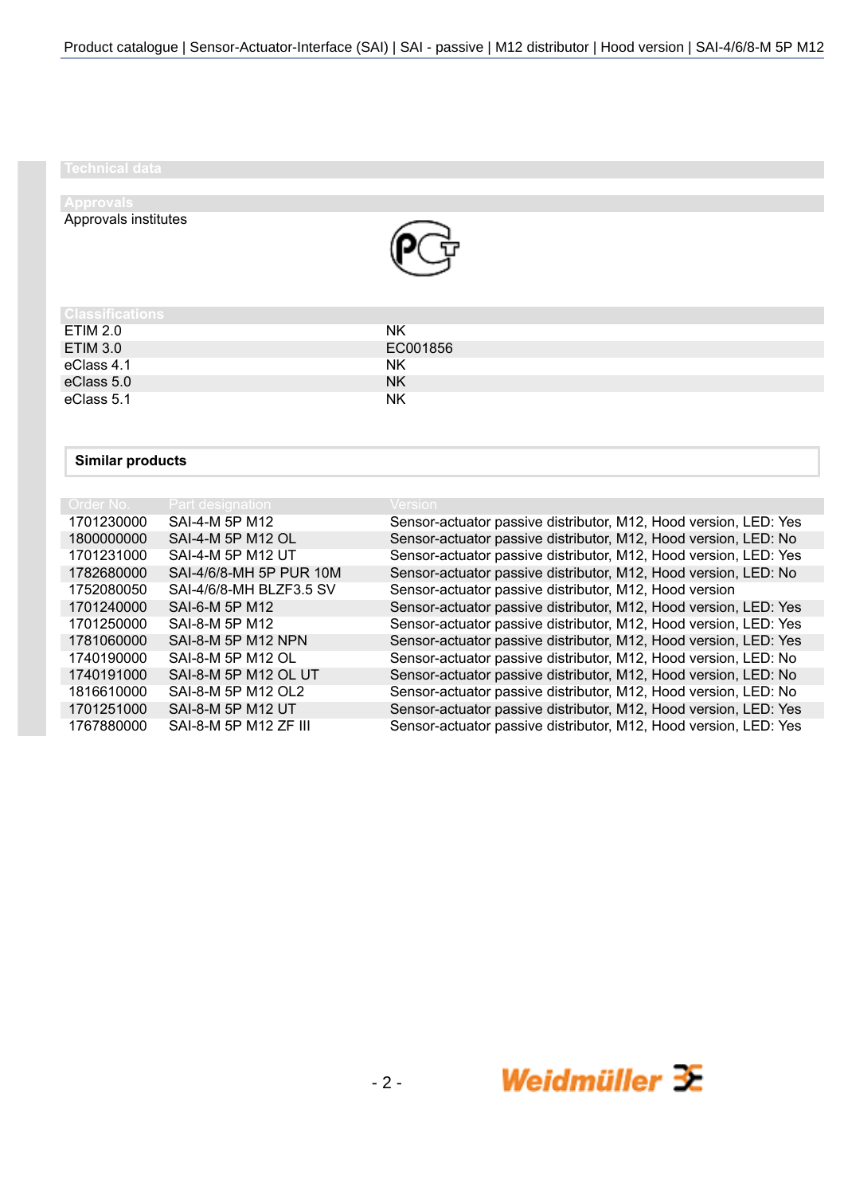## Technical data

### Approvals

Approvals institutes

### Classifications

| | |
|---|---|
| ETIM 2.0 | NK |
| ETIM 3.0 | EC001856 |
| eClass 4.1 | NK |
| eClass 5.0 | NK |
| eClass 5.1 | NK |

### Similar products

| Order No. | Part designation | Version |
|---|---|---|
| 1701230000 | SAI-4-M 5P M12 | Sensor-actuator passive distributor, M12, Hood version, LED: Yes |
| 1800000000 | SAI-4-M 5P M12 OL | Sensor-actuator passive distributor, M12, Hood version, LED: No |
| 1701231000 | SAI-4-M 5P M12 UT | Sensor-actuator passive distributor, M12, Hood version, LED: Yes |
| 1782680000 | SAI-4/6/8-MH 5P PUR 10M | Sensor-actuator passive distributor, M12, Hood version, LED: No |
| 1752080050 | SAI-4/6/8-MH BLZF3.5 SV | Sensor-actuator passive distributor, M12, Hood version |
| 1701240000 | SAI-6-M 5P M12 | Sensor-actuator passive distributor, M12, Hood version, LED: Yes |
| 1701250000 | SAI-8-M 5P M12 | Sensor-actuator passive distributor, M12, Hood version, LED: Yes |
| 1781060000 | SAI-8-M 5P M12 NPN | Sensor-actuator passive distributor, M12, Hood version, LED: Yes |
| 1740190000 | SAI-8-M 5P M12 OL | Sensor-actuator passive distributor, M12, Hood version, LED: No |
| 1740191000 | SAI-8-M 5P M12 OL UT | Sensor-actuator passive distributor, M12, Hood version, LED: No |
| 1816610000 | SAI-8-M 5P M12 OL2 | Sensor-actuator passive distributor, M12, Hood version, LED: No |
| 1701251000 | SAI-8-M 5P M12 UT | Sensor-actuator passive distributor, M12, Hood version, LED: Yes |
| 1767880000 | SAI-8-M 5P M12 ZF III | Sensor-actuator passive distributor, M12, Hood version, LED: Yes |